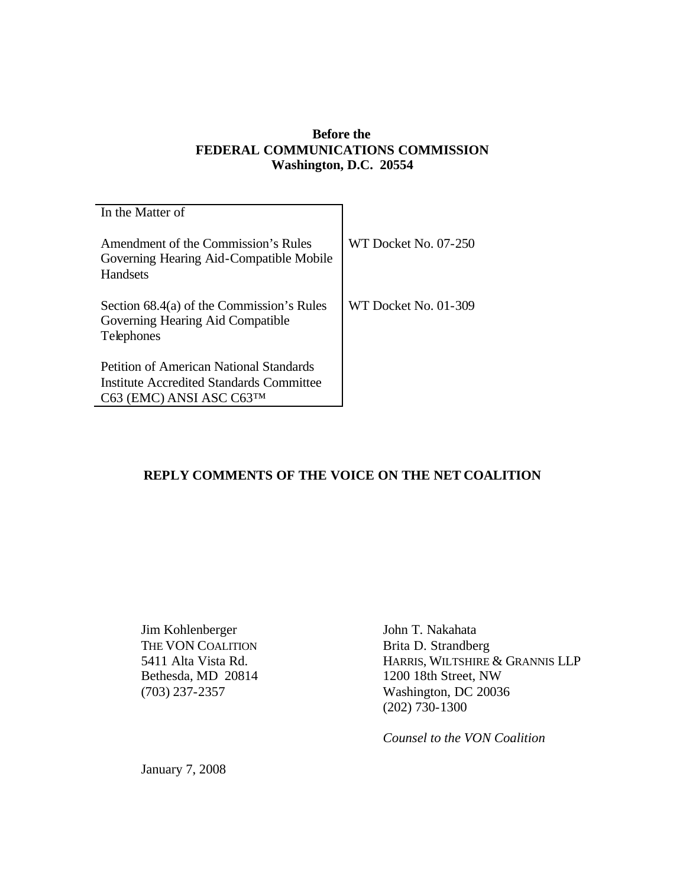**Before the**
**FEDERAL COMMUNICATIONS COMMISSION**
**Washington, D.C. 20554**

| In the Matter of | |
|---|---|
| Amendment of the Commission's Rules Governing Hearing Aid-Compatible Mobile Handsets | WT Docket No. 07-250 |
| Section 68.4(a) of the Commission's Rules Governing Hearing Aid Compatible Telephones | WT Docket No. 01-309 |
| Petition of American National Standards Institute Accredited Standards Committee C63 (EMC) ANSI ASC C63™ | |

## REPLY COMMENTS OF THE VOICE ON THE NET COALITION

Jim Kohlenberger
THE VON COALITION
5411 Alta Vista Rd.
Bethesda, MD 20814
(703) 237-2357

John T. Nakahata
Brita D. Strandberg
HARRIS, WILTSHIRE & GRANNIS LLP
1200 18th Street, NW
Washington, DC 20036
(202) 730-1300

*Counsel to the VON Coalition*

January 7, 2008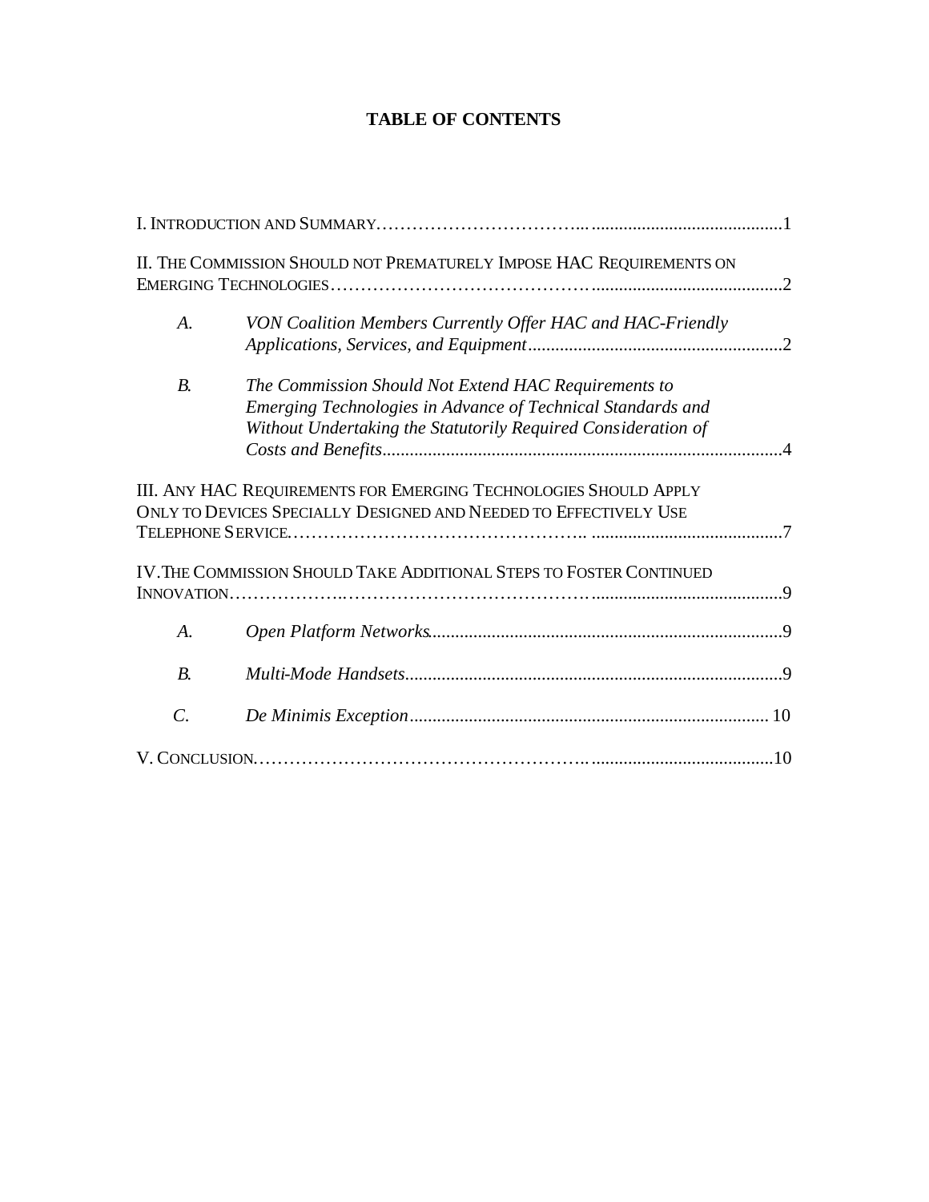# TABLE OF CONTENTS

I. INTRODUCTION AND SUMMARY ........................................................................ 1

II. THE COMMISSION SHOULD NOT PREMATURELY IMPOSE HAC REQUIREMENTS ON EMERGING TECHNOLOGIES ........................................................................ 2

- A. *VON Coalition Members Currently Offer HAC and HAC-Friendly Applications, Services, and Equipment* ........................................................................ 2
- B. *The Commission Should Not Extend HAC Requirements to Emerging Technologies in Advance of Technical Standards and Without Undertaking the Statutorily Required Consideration of Costs and Benefits* ........................................................................ 4

III. ANY HAC REQUIREMENTS FOR EMERGING TECHNOLOGIES SHOULD APPLY ONLY TO DEVICES SPECIALLY DESIGNED AND NEEDED TO EFFECTIVELY USE TELEPHONE SERVICE ........................................................................ 7

IV. THE COMMISSION SHOULD TAKE ADDITIONAL STEPS TO FOSTER CONTINUED INNOVATION ........................................................................ 9

- A. *Open Platform Networks* ........................................................................ 9
- B. *Multi-Mode Handsets* ........................................................................ 9
- C. *De Minimis Exception* ........................................................................ 10

V. CONCLUSION ........................................................................ 10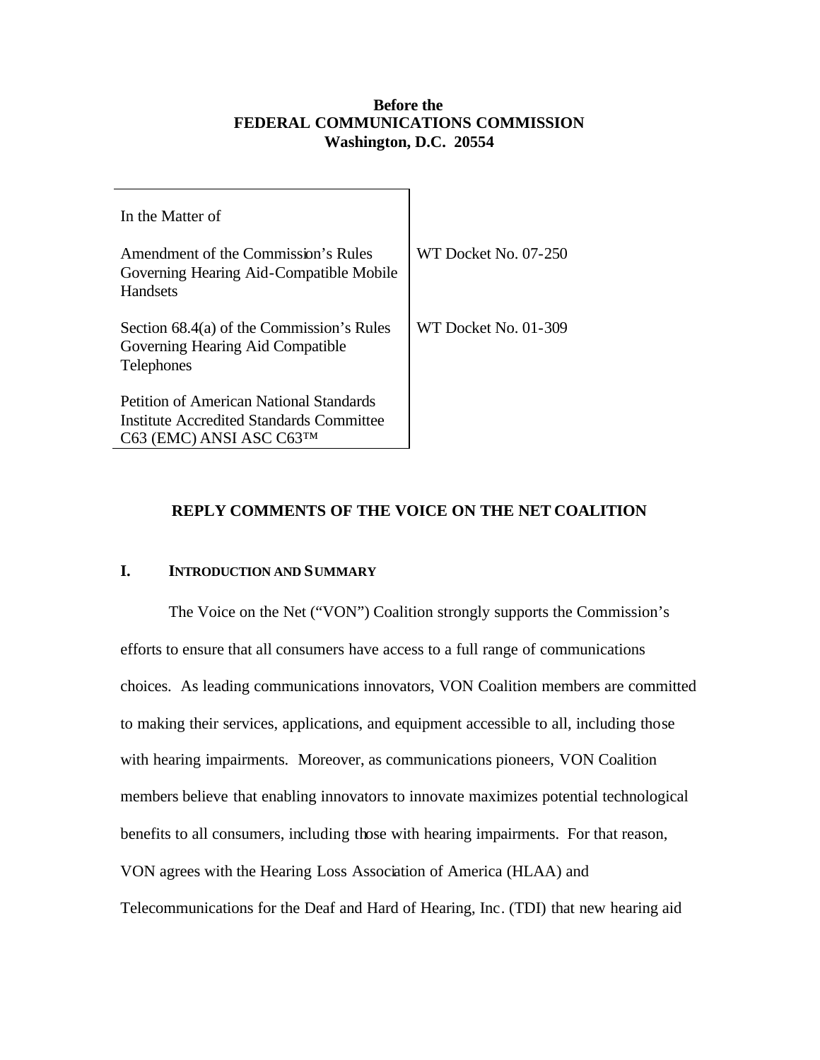**Before the**
**FEDERAL COMMUNICATIONS COMMISSION**
**Washington, D.C. 20554**

| In the Matter of | |
|---|---|
| Amendment of the Commission's Rules Governing Hearing Aid-Compatible Mobile Handsets | WT Docket No. 07-250 |
| Section 68.4(a) of the Commission's Rules Governing Hearing Aid Compatible Telephones | WT Docket No. 01-309 |
| Petition of American National Standards Institute Accredited Standards Committee C63 (EMC) ANSI ASC C63™ | |

## REPLY COMMENTS OF THE VOICE ON THE NET COALITION

### I. INTRODUCTION AND SUMMARY

The Voice on the Net ("VON") Coalition strongly supports the Commission's efforts to ensure that all consumers have access to a full range of communications choices. As leading communications innovators, VON Coalition members are committed to making their services, applications, and equipment accessible to all, including those with hearing impairments. Moreover, as communications pioneers, VON Coalition members believe that enabling innovators to innovate maximizes potential technological benefits to all consumers, including those with hearing impairments. For that reason, VON agrees with the Hearing Loss Association of America (HLAA) and Telecommunications for the Deaf and Hard of Hearing, Inc. (TDI) that new hearing aid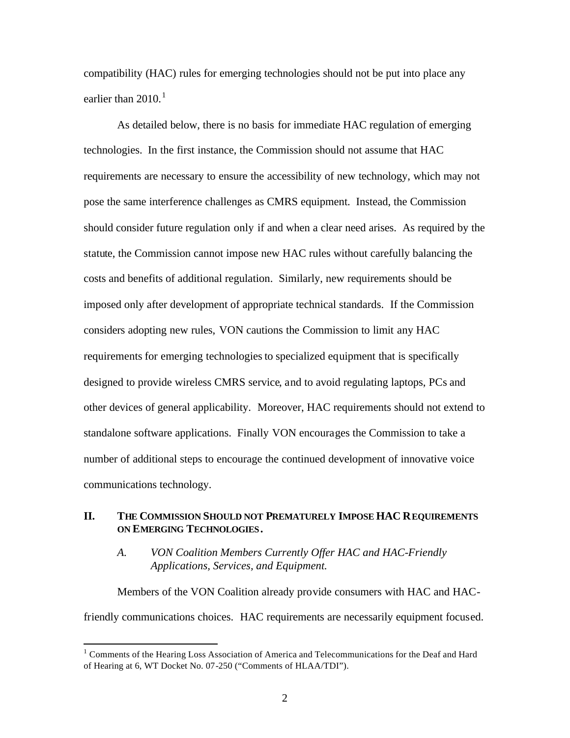compatibility (HAC) rules for emerging technologies should not be put into place any earlier than 2010.[1]

As detailed below, there is no basis for immediate HAC regulation of emerging technologies. In the first instance, the Commission should not assume that HAC requirements are necessary to ensure the accessibility of new technology, which may not pose the same interference challenges as CMRS equipment. Instead, the Commission should consider future regulation only if and when a clear need arises. As required by the statute, the Commission cannot impose new HAC rules without carefully balancing the costs and benefits of additional regulation. Similarly, new requirements should be imposed only after development of appropriate technical standards. If the Commission considers adopting new rules, VON cautions the Commission to limit any HAC requirements for emerging technologies to specialized equipment that is specifically designed to provide wireless CMRS service, and to avoid regulating laptops, PCs and other devices of general applicability. Moreover, HAC requirements should not extend to standalone software applications. Finally VON encourages the Commission to take a number of additional steps to encourage the continued development of innovative voice communications technology.

## II. THE COMMISSION SHOULD NOT PREMATURELY IMPOSE HAC REQUIREMENTS ON EMERGING TECHNOLOGIES.

### *A. VON Coalition Members Currently Offer HAC and HAC-Friendly Applications, Services, and Equipment.*

Members of the VON Coalition already provide consumers with HAC and HAC-friendly communications choices. HAC requirements are necessarily equipment focused.

---

[1] Comments of the Hearing Loss Association of America and Telecommunications for the Deaf and Hard of Hearing at 6, WT Docket No. 07-250 ("Comments of HLAA/TDI").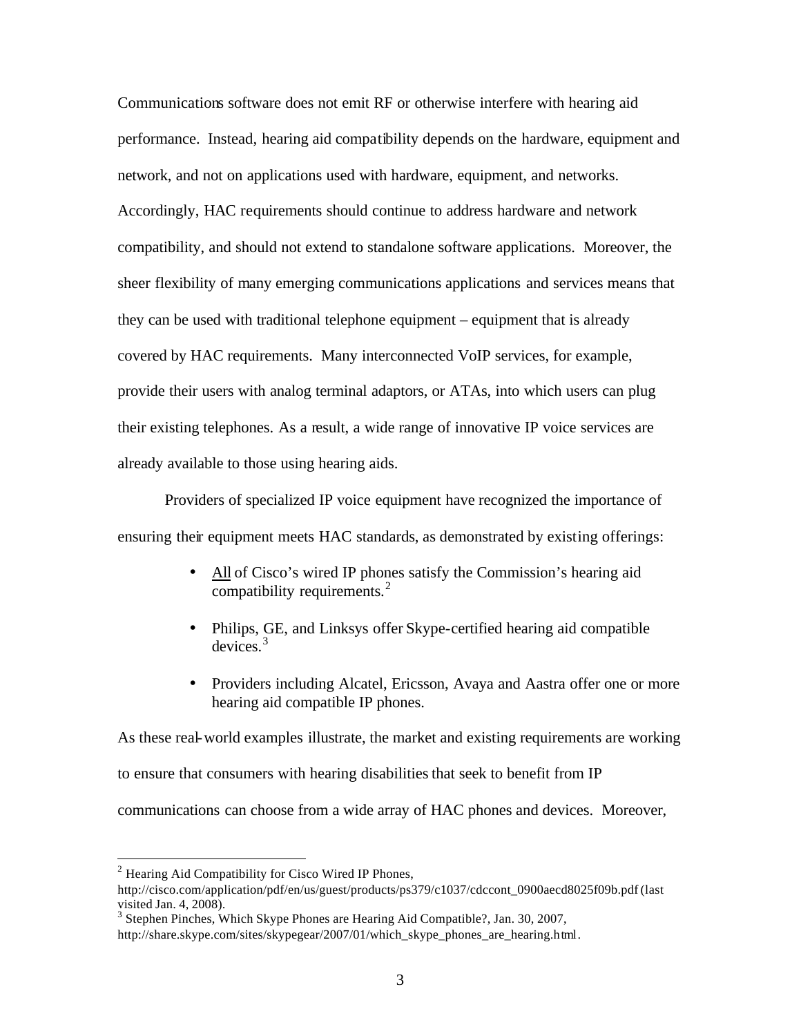Communications software does not emit RF or otherwise interfere with hearing aid performance. Instead, hearing aid compatibility depends on the hardware, equipment and network, and not on applications used with hardware, equipment, and networks. Accordingly, HAC requirements should continue to address hardware and network compatibility, and should not extend to standalone software applications. Moreover, the sheer flexibility of many emerging communications applications and services means that they can be used with traditional telephone equipment – equipment that is already covered by HAC requirements. Many interconnected VoIP services, for example, provide their users with analog terminal adaptors, or ATAs, into which users can plug their existing telephones. As a result, a wide range of innovative IP voice services are already available to those using hearing aids.

Providers of specialized IP voice equipment have recognized the importance of ensuring their equipment meets HAC standards, as demonstrated by existing offerings:

- <u>All</u> of Cisco's wired IP phones satisfy the Commission's hearing aid compatibility requirements.[2]
- Philips, GE, and Linksys offer Skype-certified hearing aid compatible devices.[3]
- Providers including Alcatel, Ericsson, Avaya and Aastra offer one or more hearing aid compatible IP phones.

As these real-world examples illustrate, the market and existing requirements are working to ensure that consumers with hearing disabilities that seek to benefit from IP communications can choose from a wide array of HAC phones and devices. Moreover,

---

[2] Hearing Aid Compatibility for Cisco Wired IP Phones, http://cisco.com/application/pdf/en/us/guest/products/ps379/c1037/cdccont_0900aecd8025f09b.pdf (last visited Jan. 4, 2008).

[3] Stephen Pinches, Which Skype Phones are Hearing Aid Compatible?, Jan. 30, 2007, http://share.skype.com/sites/skypegear/2007/01/which_skype_phones_are_hearing.html.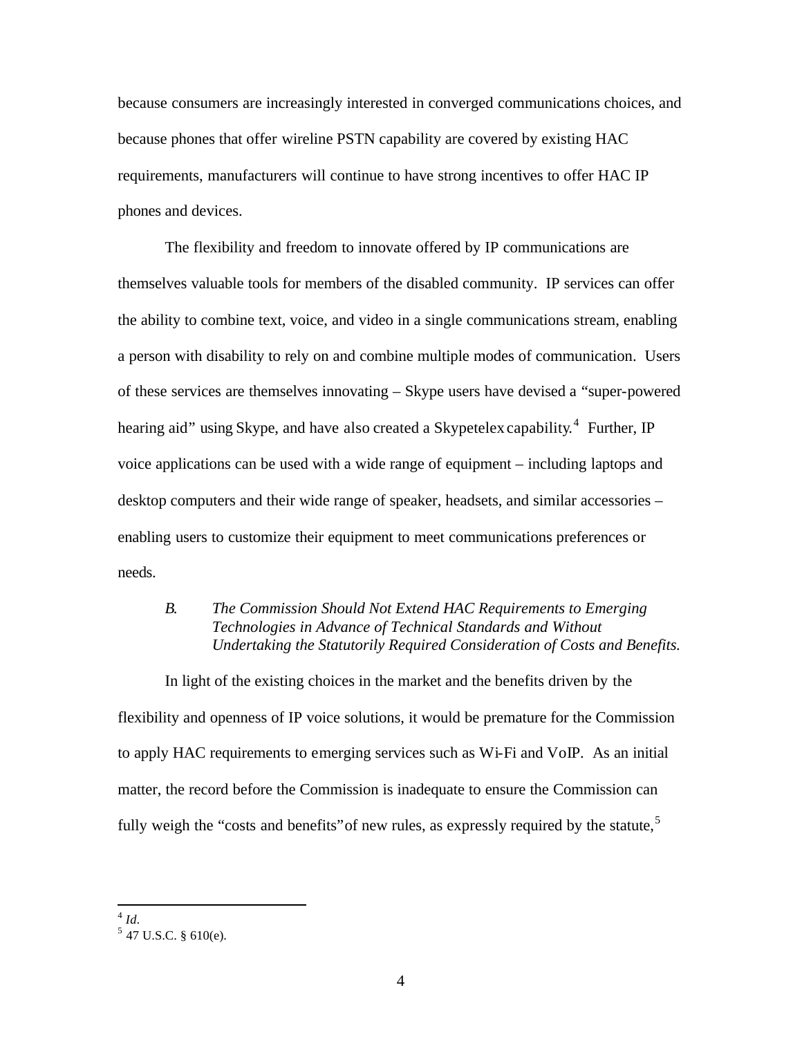because consumers are increasingly interested in converged communications choices, and because phones that offer wireline PSTN capability are covered by existing HAC requirements, manufacturers will continue to have strong incentives to offer HAC IP phones and devices.

The flexibility and freedom to innovate offered by IP communications are themselves valuable tools for members of the disabled community. IP services can offer the ability to combine text, voice, and video in a single communications stream, enabling a person with disability to rely on and combine multiple modes of communication. Users of these services are themselves innovating – Skype users have devised a "super-powered hearing aid" using Skype, and have also created a Skypetelex capability.[4] Further, IP voice applications can be used with a wide range of equipment – including laptops and desktop computers and their wide range of speaker, headsets, and similar accessories – enabling users to customize their equipment to meet communications preferences or needs.

### *B. The Commission Should Not Extend HAC Requirements to Emerging Technologies in Advance of Technical Standards and Without Undertaking the Statutorily Required Consideration of Costs and Benefits.*

In light of the existing choices in the market and the benefits driven by the flexibility and openness of IP voice solutions, it would be premature for the Commission to apply HAC requirements to emerging services such as Wi-Fi and VoIP. As an initial matter, the record before the Commission is inadequate to ensure the Commission can fully weigh the "costs and benefits" of new rules, as expressly required by the statute,[5]

---

[4] *Id*.

[5] 47 U.S.C. § 610(e).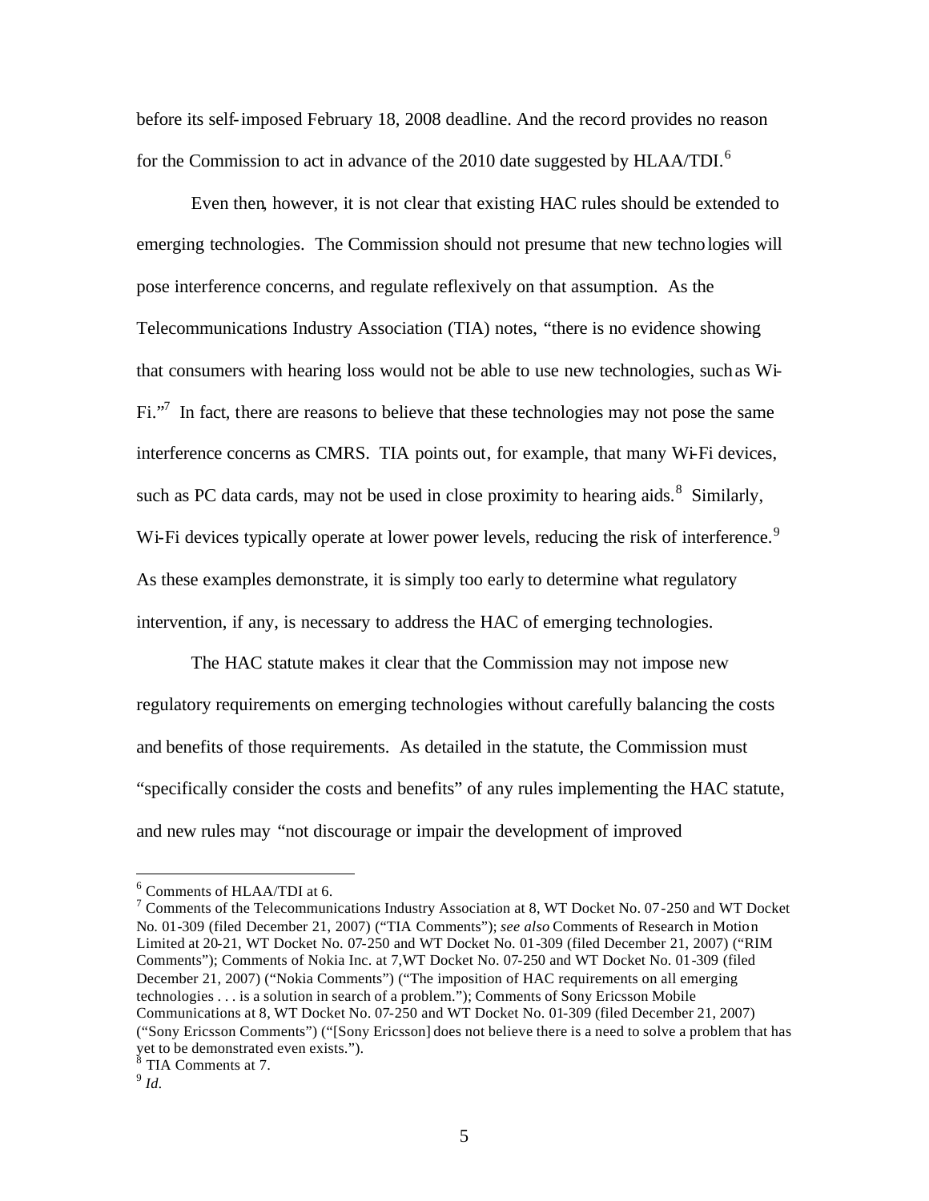before its self-imposed February 18, 2008 deadline. And the record provides no reason for the Commission to act in advance of the 2010 date suggested by HLAA/TDI.[6]

Even then, however, it is not clear that existing HAC rules should be extended to emerging technologies. The Commission should not presume that new technologies will pose interference concerns, and regulate reflexively on that assumption. As the Telecommunications Industry Association (TIA) notes, "there is no evidence showing that consumers with hearing loss would not be able to use new technologies, such as Wi-Fi."[7] In fact, there are reasons to believe that these technologies may not pose the same interference concerns as CMRS. TIA points out, for example, that many Wi-Fi devices, such as PC data cards, may not be used in close proximity to hearing aids.[8] Similarly, Wi-Fi devices typically operate at lower power levels, reducing the risk of interference.[9] As these examples demonstrate, it is simply too early to determine what regulatory intervention, if any, is necessary to address the HAC of emerging technologies.

The HAC statute makes it clear that the Commission may not impose new regulatory requirements on emerging technologies without carefully balancing the costs and benefits of those requirements. As detailed in the statute, the Commission must "specifically consider the costs and benefits" of any rules implementing the HAC statute, and new rules may "not discourage or impair the development of improved

---

[6] Comments of HLAA/TDI at 6.

[7] Comments of the Telecommunications Industry Association at 8, WT Docket No. 07-250 and WT Docket No. 01-309 (filed December 21, 2007) ("TIA Comments"); *see also* Comments of Research in Motion Limited at 20-21, WT Docket No. 07-250 and WT Docket No. 01-309 (filed December 21, 2007) ("RIM Comments"); Comments of Nokia Inc. at 7,WT Docket No. 07-250 and WT Docket No. 01-309 (filed December 21, 2007) ("Nokia Comments") ("The imposition of HAC requirements on all emerging technologies . . . is a solution in search of a problem."); Comments of Sony Ericsson Mobile Communications at 8, WT Docket No. 07-250 and WT Docket No. 01-309 (filed December 21, 2007) ("Sony Ericsson Comments") ("[Sony Ericsson] does not believe there is a need to solve a problem that has yet to be demonstrated even exists.").

[8] TIA Comments at 7.

[9] *Id.*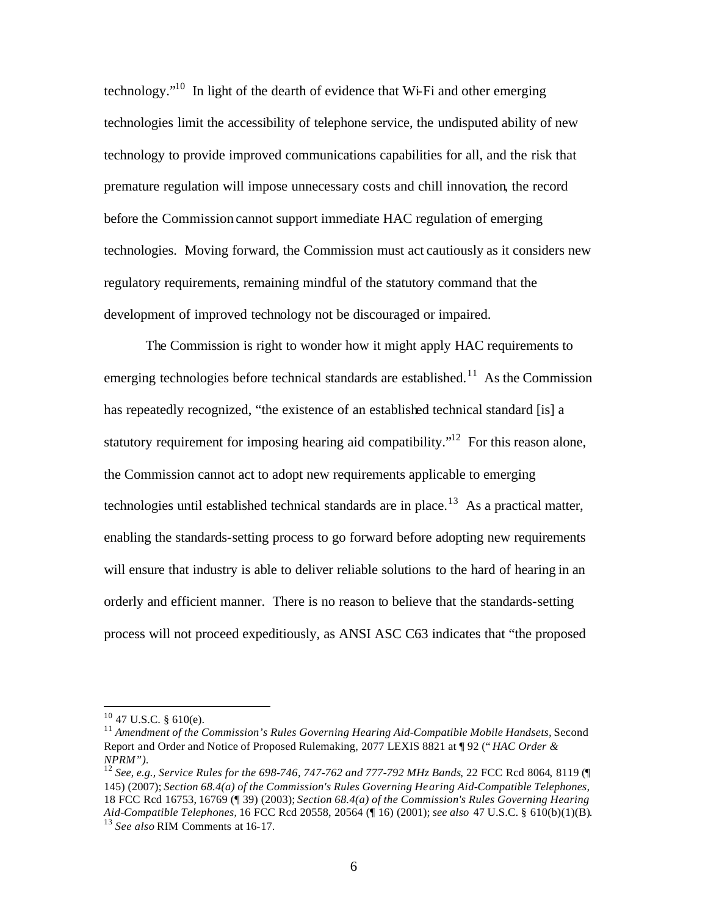technology."[10] In light of the dearth of evidence that Wi-Fi and other emerging technologies limit the accessibility of telephone service, the undisputed ability of new technology to provide improved communications capabilities for all, and the risk that premature regulation will impose unnecessary costs and chill innovation, the record before the Commission cannot support immediate HAC regulation of emerging technologies. Moving forward, the Commission must act cautiously as it considers new regulatory requirements, remaining mindful of the statutory command that the development of improved technology not be discouraged or impaired.

The Commission is right to wonder how it might apply HAC requirements to emerging technologies before technical standards are established.[11] As the Commission has repeatedly recognized, "the existence of an established technical standard [is] a statutory requirement for imposing hearing aid compatibility."[12] For this reason alone, the Commission cannot act to adopt new requirements applicable to emerging technologies until established technical standards are in place.[13] As a practical matter, enabling the standards-setting process to go forward before adopting new requirements will ensure that industry is able to deliver reliable solutions to the hard of hearing in an orderly and efficient manner. There is no reason to believe that the standards-setting process will not proceed expeditiously, as ANSI ASC C63 indicates that "the proposed

---

[10] 47 U.S.C. § 610(e).

[11] *Amendment of the Commission's Rules Governing Hearing Aid-Compatible Mobile Handsets,* Second Report and Order and Notice of Proposed Rulemaking, 2077 LEXIS 8821 at ¶ 92 ("*HAC Order & NPRM")*.

[12] *See, e.g., Service Rules for the 698-746, 747-762 and 777-792 MHz Bands*, 22 FCC Rcd 8064, 8119 (¶ 145) (2007); *Section 68.4(a) of the Commission's Rules Governing Hearing Aid-Compatible Telephones,* 18 FCC Rcd 16753, 16769 (¶ 39) (2003); *Section 68.4(a) of the Commission's Rules Governing Hearing Aid-Compatible Telephones,* 16 FCC Rcd 20558, 20564 (¶ 16) (2001); *see also* 47 U.S.C. § 610(b)(1)(B).

[13] *See also* RIM Comments at 16-17.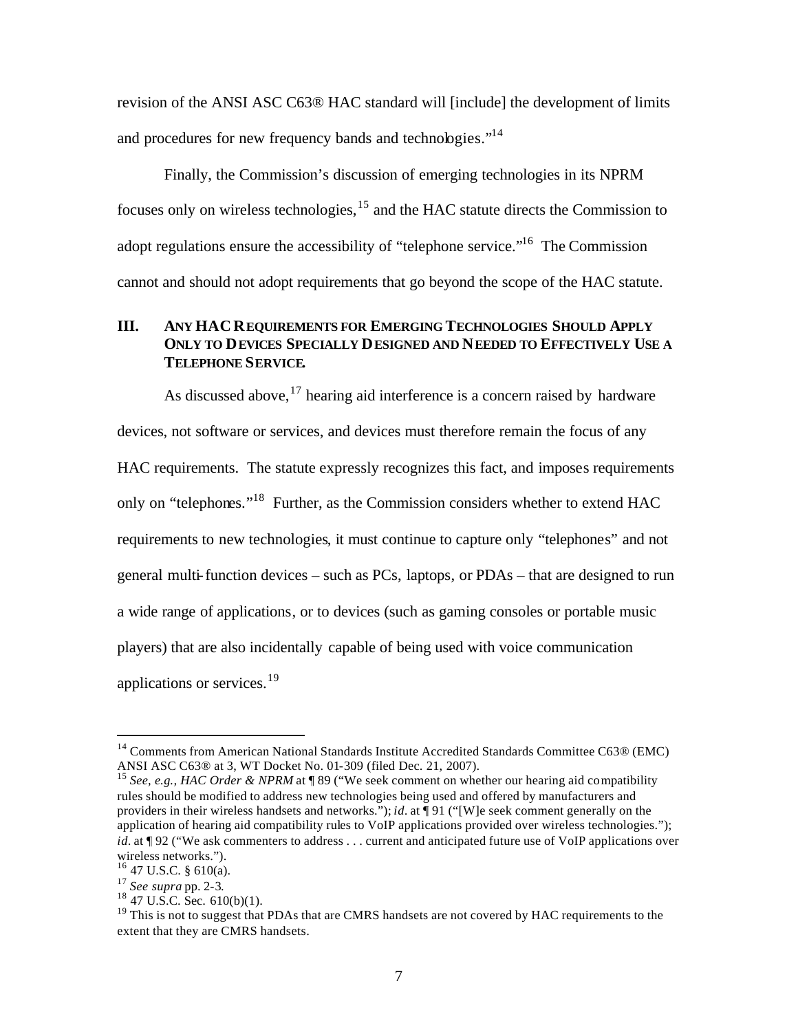revision of the ANSI ASC C63® HAC standard will [include] the development of limits and procedures for new frequency bands and technologies."[14]

Finally, the Commission's discussion of emerging technologies in its NPRM focuses only on wireless technologies,[15] and the HAC statute directs the Commission to adopt regulations ensure the accessibility of "telephone service."[16] The Commission cannot and should not adopt requirements that go beyond the scope of the HAC statute.

## III. ANY HAC REQUIREMENTS FOR EMERGING TECHNOLOGIES SHOULD APPLY ONLY TO DEVICES SPECIALLY DESIGNED AND NEEDED TO EFFECTIVELY USE A TELEPHONE SERVICE.

As discussed above,[17] hearing aid interference is a concern raised by hardware devices, not software or services, and devices must therefore remain the focus of any HAC requirements. The statute expressly recognizes this fact, and imposes requirements only on "telephones."[18] Further, as the Commission considers whether to extend HAC requirements to new technologies, it must continue to capture only "telephones" and not general multi-function devices – such as PCs, laptops, or PDAs – that are designed to run a wide range of applications, or to devices (such as gaming consoles or portable music players) that are also incidentally capable of being used with voice communication applications or services.[19]

---

[14] Comments from American National Standards Institute Accredited Standards Committee C63® (EMC) ANSI ASC C63® at 3, WT Docket No. 01-309 (filed Dec. 21, 2007).

[15] *See, e.g., HAC Order & NPRM* at ¶ 89 ("We seek comment on whether our hearing aid compatibility rules should be modified to address new technologies being used and offered by manufacturers and providers in their wireless handsets and networks."); *id*. at ¶ 91 ("[W]e seek comment generally on the application of hearing aid compatibility rules to VoIP applications provided over wireless technologies."); *id*. at ¶ 92 ("We ask commenters to address . . . current and anticipated future use of VoIP applications over wireless networks.").

[16] 47 U.S.C. § 610(a).

[17] *See supra* pp. 2-3.

[18] 47 U.S.C. Sec. 610(b)(1).

[19] This is not to suggest that PDAs that are CMRS handsets are not covered by HAC requirements to the extent that they are CMRS handsets.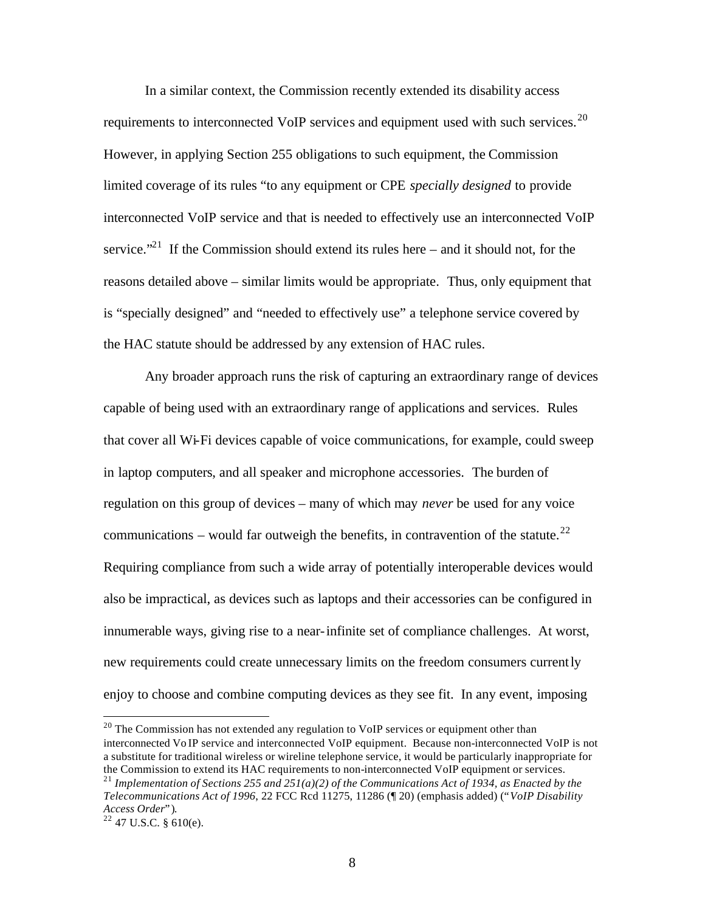In a similar context, the Commission recently extended its disability access requirements to interconnected VoIP services and equipment used with such services.[20] However, in applying Section 255 obligations to such equipment, the Commission limited coverage of its rules "to any equipment or CPE *specially designed* to provide interconnected VoIP service and that is needed to effectively use an interconnected VoIP service."[21] If the Commission should extend its rules here – and it should not, for the reasons detailed above – similar limits would be appropriate. Thus, only equipment that is "specially designed" and "needed to effectively use" a telephone service covered by the HAC statute should be addressed by any extension of HAC rules.

Any broader approach runs the risk of capturing an extraordinary range of devices capable of being used with an extraordinary range of applications and services. Rules that cover all Wi-Fi devices capable of voice communications, for example, could sweep in laptop computers, and all speaker and microphone accessories. The burden of regulation on this group of devices – many of which may *never* be used for any voice communications – would far outweigh the benefits, in contravention of the statute.[22] Requiring compliance from such a wide array of potentially interoperable devices would also be impractical, as devices such as laptops and their accessories can be configured in innumerable ways, giving rise to a near-infinite set of compliance challenges. At worst, new requirements could create unnecessary limits on the freedom consumers currently enjoy to choose and combine computing devices as they see fit. In any event, imposing

---

[20] The Commission has not extended any regulation to VoIP services or equipment other than interconnected VoIP service and interconnected VoIP equipment. Because non-interconnected VoIP is not a substitute for traditional wireless or wireline telephone service, it would be particularly inappropriate for the Commission to extend its HAC requirements to non-interconnected VoIP equipment or services.

[21] *Implementation of Sections 255 and 251(a)(2) of the Communications Act of 1934, as Enacted by the Telecommunications Act of 1996*, 22 FCC Rcd 11275, 11286 (¶ 20) (emphasis added) ("*VoIP Disability Access Order*").

[22] 47 U.S.C. § 610(e).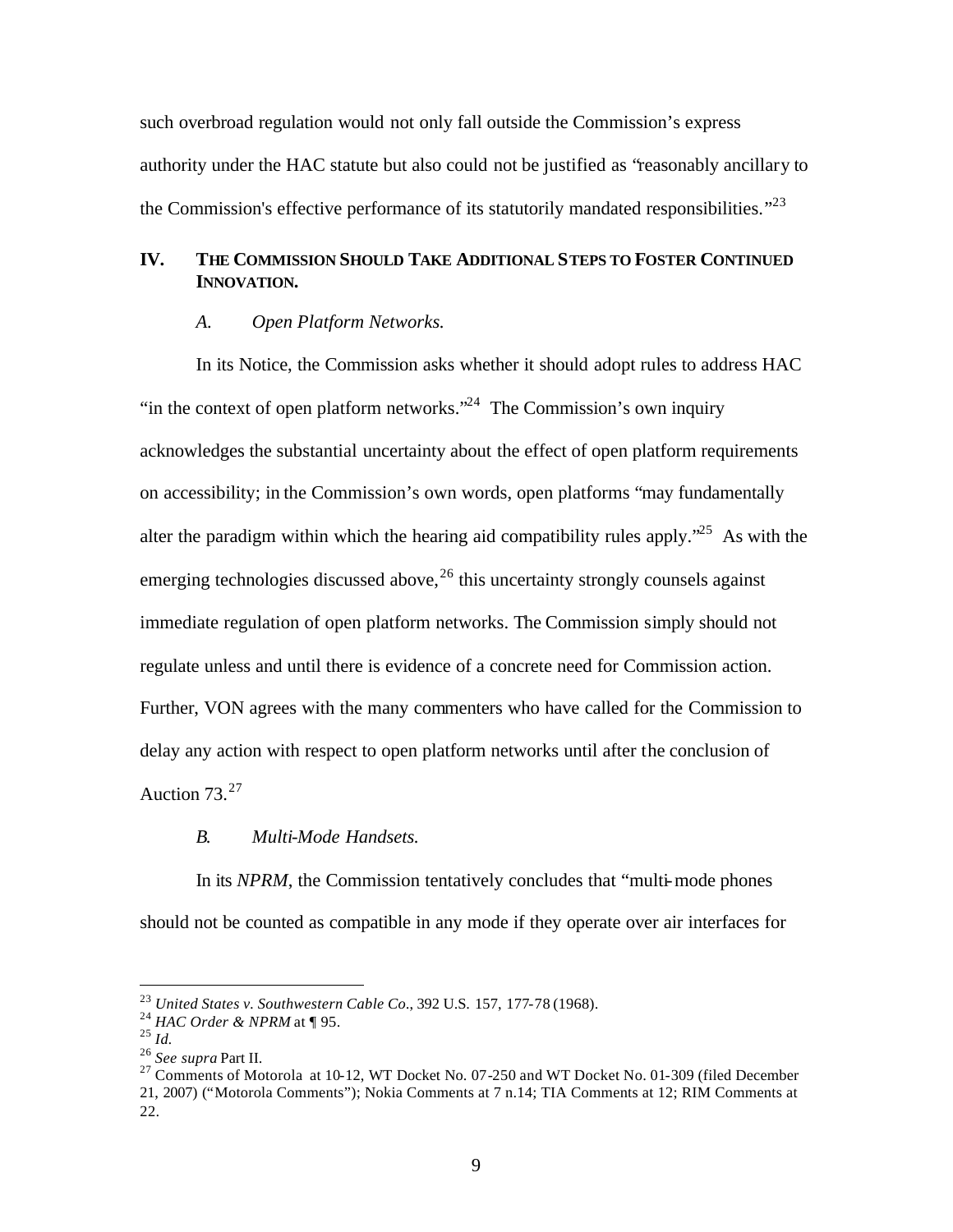such overbroad regulation would not only fall outside the Commission's express authority under the HAC statute but also could not be justified as "reasonably ancillary to the Commission's effective performance of its statutorily mandated responsibilities."[23]

## IV. THE COMMISSION SHOULD TAKE ADDITIONAL STEPS TO FOSTER CONTINUED INNOVATION.

### *A. Open Platform Networks.*

In its Notice, the Commission asks whether it should adopt rules to address HAC "in the context of open platform networks."[24] The Commission's own inquiry acknowledges the substantial uncertainty about the effect of open platform requirements on accessibility; in the Commission's own words, open platforms "may fundamentally alter the paradigm within which the hearing aid compatibility rules apply."[25] As with the emerging technologies discussed above,[26] this uncertainty strongly counsels against immediate regulation of open platform networks. The Commission simply should not regulate unless and until there is evidence of a concrete need for Commission action. Further, VON agrees with the many commenters who have called for the Commission to delay any action with respect to open platform networks until after the conclusion of Auction 73.[27]

### *B. Multi-Mode Handsets.*

In its *NPRM*, the Commission tentatively concludes that "multi-mode phones should not be counted as compatible in any mode if they operate over air interfaces for

---

[23] *United States v. Southwestern Cable Co.*, 392 U.S. 157, 177-78 (1968).

[24] *HAC Order & NPRM* at ¶ 95.

[25] *Id.*

[26] *See supra* Part II.

[27] Comments of Motorola at 10-12, WT Docket No. 07-250 and WT Docket No. 01-309 (filed December 21, 2007) ("Motorola Comments"); Nokia Comments at 7 n.14; TIA Comments at 12; RIM Comments at 22.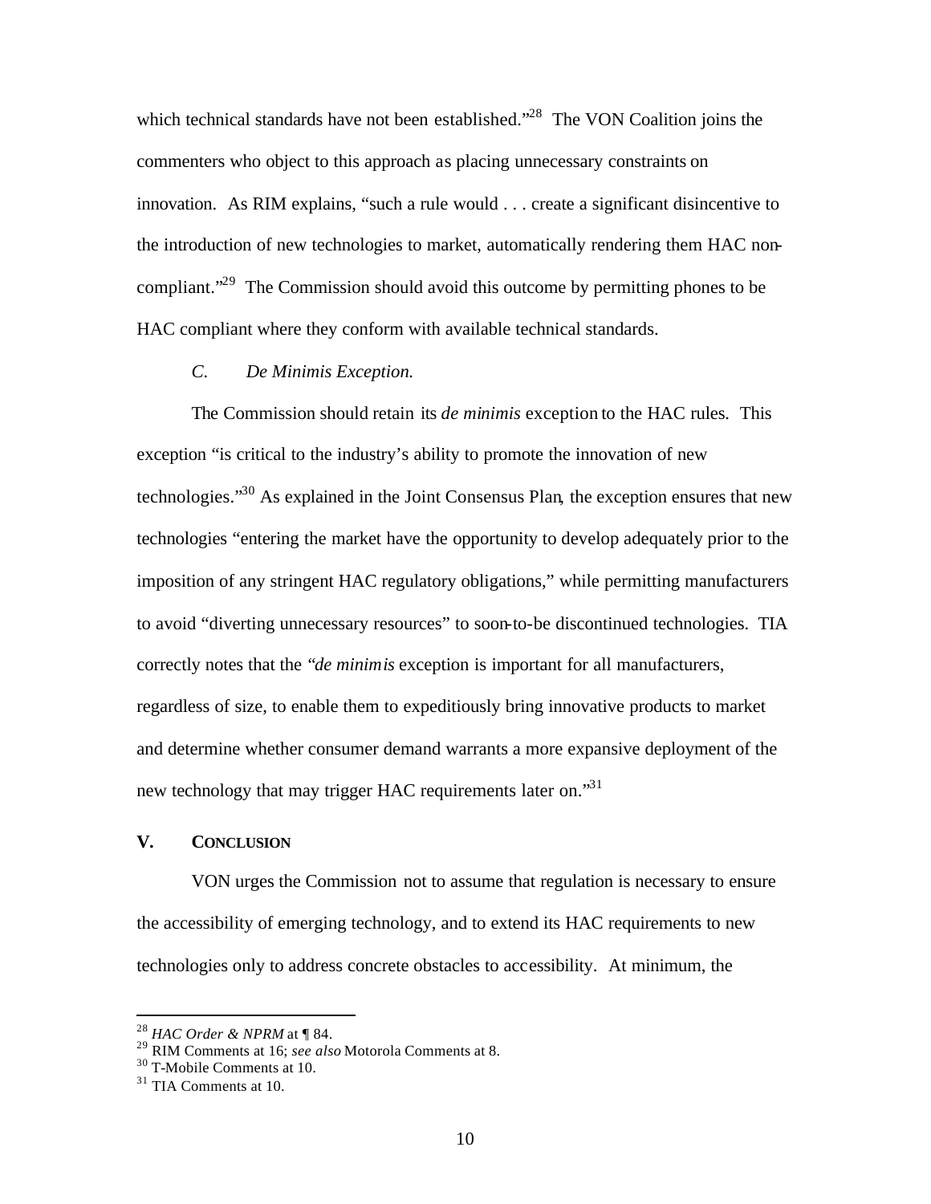which technical standards have not been established."[28] The VON Coalition joins the commenters who object to this approach as placing unnecessary constraints on innovation. As RIM explains, "such a rule would . . . create a significant disincentive to the introduction of new technologies to market, automatically rendering them HAC non-compliant."[29] The Commission should avoid this outcome by permitting phones to be HAC compliant where they conform with available technical standards.

### *C. De Minimis Exception.*

The Commission should retain its *de minimis* exception to the HAC rules. This exception "is critical to the industry's ability to promote the innovation of new technologies."[30] As explained in the Joint Consensus Plan, the exception ensures that new technologies "entering the market have the opportunity to develop adequately prior to the imposition of any stringent HAC regulatory obligations," while permitting manufacturers to avoid "diverting unnecessary resources" to soon-to-be discontinued technologies. TIA correctly notes that the "*de minimis* exception is important for all manufacturers, regardless of size, to enable them to expeditiously bring innovative products to market and determine whether consumer demand warrants a more expansive deployment of the new technology that may trigger HAC requirements later on."[31]

## V. CONCLUSION

VON urges the Commission not to assume that regulation is necessary to ensure the accessibility of emerging technology, and to extend its HAC requirements to new technologies only to address concrete obstacles to accessibility. At minimum, the

---

[28] *HAC Order & NPRM* at ¶ 84.

[29] RIM Comments at 16; *see also* Motorola Comments at 8.

[30] T-Mobile Comments at 10.

[31] TIA Comments at 10.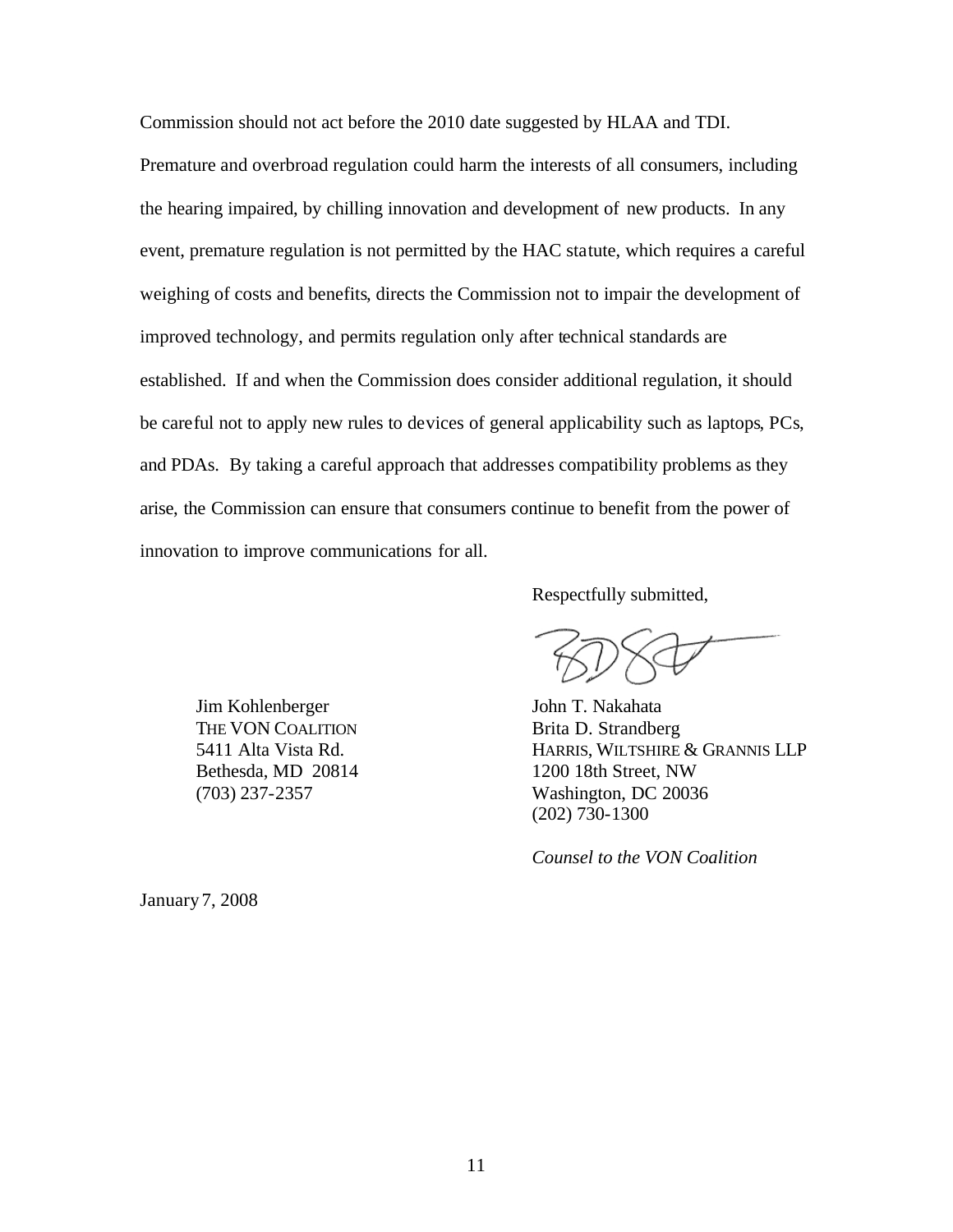Commission should not act before the 2010 date suggested by HLAA and TDI. Premature and overbroad regulation could harm the interests of all consumers, including the hearing impaired, by chilling innovation and development of new products. In any event, premature regulation is not permitted by the HAC statute, which requires a careful weighing of costs and benefits, directs the Commission not to impair the development of improved technology, and permits regulation only after technical standards are established. If and when the Commission does consider additional regulation, it should be careful not to apply new rules to devices of general applicability such as laptops, PCs, and PDAs. By taking a careful approach that addresses compatibility problems as they arise, the Commission can ensure that consumers continue to benefit from the power of innovation to improve communications for all.

Respectfully submitted,

John T. Nakahata
Brita D. Strandberg
HARRIS, WILTSHIRE & GRANNIS LLP
1200 18th Street, NW
Washington, DC 20036
(202) 730-1300

*Counsel to the VON Coalition*

Jim Kohlenberger
THE VON COALITION
5411 Alta Vista Rd.
Bethesda, MD 20814
(703) 237-2357

January 7, 2008